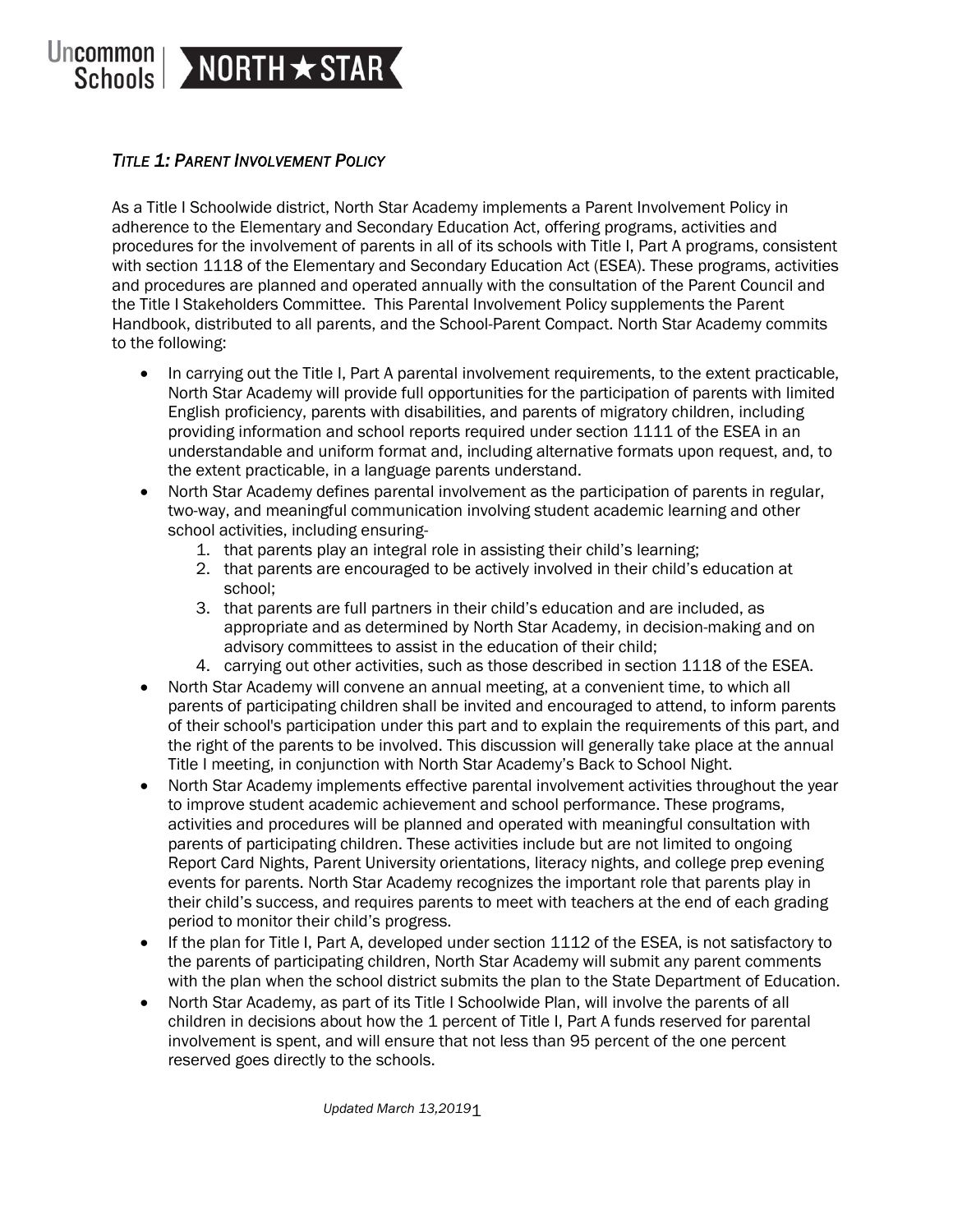Uncommon Schools | NORTH ★ STAR

## *TITLE 1: PARENT INVOLVEMENT POLICY*

As a Title I Schoolwide district, North Star Academy implements a Parent Involvement Policy in adherence to the Elementary and Secondary Education Act, offering programs, activities and procedures for the involvement of parents in all of its schools with Title I, Part A programs, consistent with section 1118 of the Elementary and Secondary Education Act (ESEA). These programs, activities and procedures are planned and operated annually with the consultation of the Parent Council and the Title I Stakeholders Committee. This Parental Involvement Policy supplements the Parent Handbook, distributed to all parents, and the School-Parent Compact. North Star Academy commits to the following:

- In carrying out the Title I, Part A parental involvement requirements, to the extent practicable, North Star Academy will provide full opportunities for the participation of parents with limited English proficiency, parents with disabilities, and parents of migratory children, including providing information and school reports required under section 1111 of the ESEA in an understandable and uniform format and, including alternative formats upon request, and, to the extent practicable, in a language parents understand.
- North Star Academy defines parental involvement as the participation of parents in regular, two-way, and meaningful communication involving student academic learning and other school activities, including ensuring-
  1. that parents play an integral role in assisting their child's learning;
  2. that parents are encouraged to be actively involved in their child's education at school;
  3. that parents are full partners in their child's education and are included, as appropriate and as determined by North Star Academy, in decision-making and on advisory committees to assist in the education of their child;
  4. carrying out other activities, such as those described in section 1118 of the ESEA.
- North Star Academy will convene an annual meeting, at a convenient time, to which all parents of participating children shall be invited and encouraged to attend, to inform parents of their school's participation under this part and to explain the requirements of this part, and the right of the parents to be involved. This discussion will generally take place at the annual Title I meeting, in conjunction with North Star Academy's Back to School Night.
- North Star Academy implements effective parental involvement activities throughout the year to improve student academic achievement and school performance. These programs, activities and procedures will be planned and operated with meaningful consultation with parents of participating children. These activities include but are not limited to ongoing Report Card Nights, Parent University orientations, literacy nights, and college prep evening events for parents. North Star Academy recognizes the important role that parents play in their child's success, and requires parents to meet with teachers at the end of each grading period to monitor their child's progress.
- If the plan for Title I, Part A, developed under section 1112 of the ESEA, is not satisfactory to the parents of participating children, North Star Academy will submit any parent comments with the plan when the school district submits the plan to the State Department of Education.
- North Star Academy, as part of its Title I Schoolwide Plan, will involve the parents of all children in decisions about how the 1 percent of Title I, Part A funds reserved for parental involvement is spent, and will ensure that not less than 95 percent of the one percent reserved goes directly to the schools.

*Updated March 13,2019*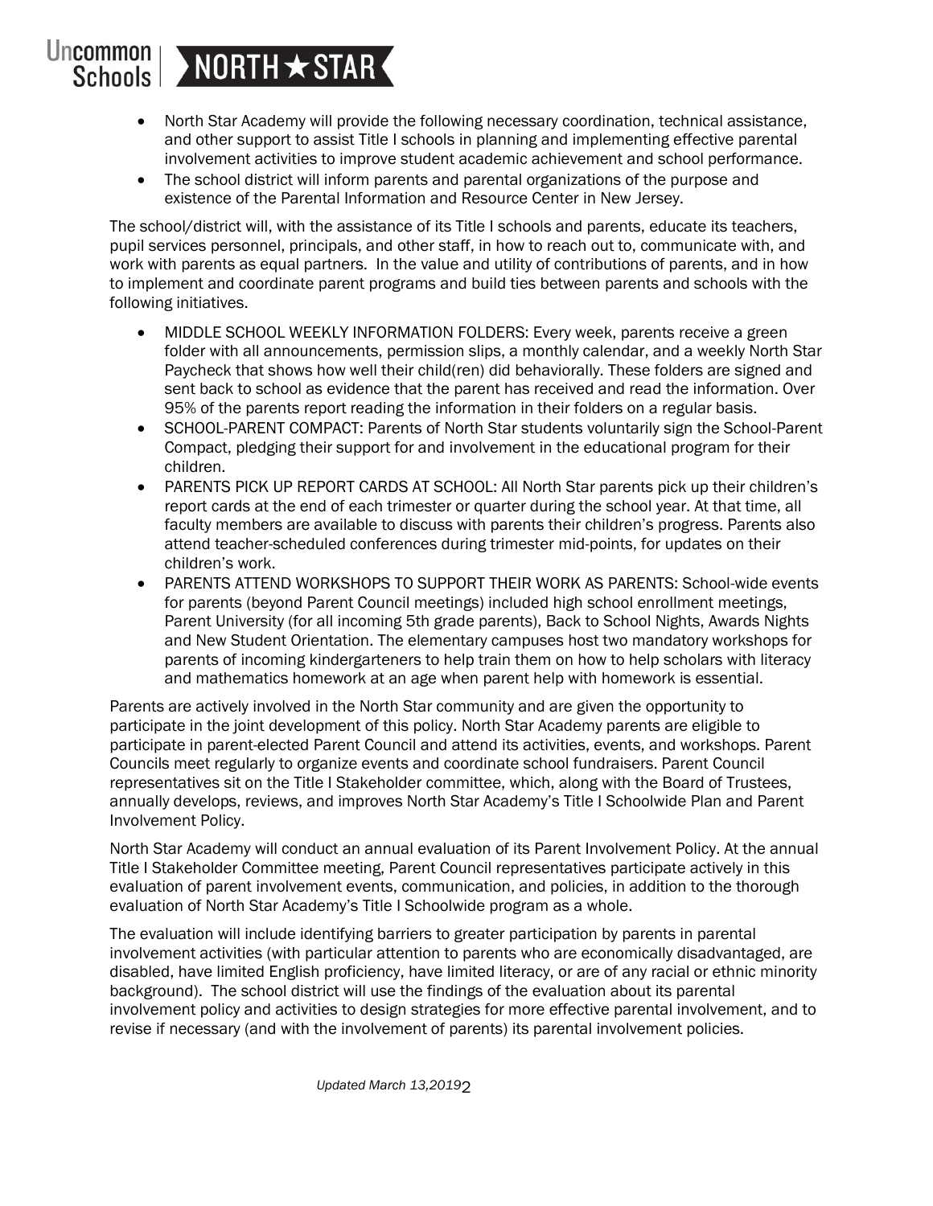- North Star Academy will provide the following necessary coordination, technical assistance, and other support to assist Title I schools in planning and implementing effective parental involvement activities to improve student academic achievement and school performance.
- The school district will inform parents and parental organizations of the purpose and existence of the Parental Information and Resource Center in New Jersey.

The school/district will, with the assistance of its Title I schools and parents, educate its teachers, pupil services personnel, principals, and other staff, in how to reach out to, communicate with, and work with parents as equal partners. In the value and utility of contributions of parents, and in how to implement and coordinate parent programs and build ties between parents and schools with the following initiatives.

- MIDDLE SCHOOL WEEKLY INFORMATION FOLDERS: Every week, parents receive a green folder with all announcements, permission slips, a monthly calendar, and a weekly North Star Paycheck that shows how well their child(ren) did behaviorally. These folders are signed and sent back to school as evidence that the parent has received and read the information. Over 95% of the parents report reading the information in their folders on a regular basis.
- SCHOOL-PARENT COMPACT: Parents of North Star students voluntarily sign the School-Parent Compact, pledging their support for and involvement in the educational program for their children.
- PARENTS PICK UP REPORT CARDS AT SCHOOL: All North Star parents pick up their children's report cards at the end of each trimester or quarter during the school year. At that time, all faculty members are available to discuss with parents their children's progress. Parents also attend teacher-scheduled conferences during trimester mid-points, for updates on their children's work.
- PARENTS ATTEND WORKSHOPS TO SUPPORT THEIR WORK AS PARENTS: School-wide events for parents (beyond Parent Council meetings) included high school enrollment meetings, Parent University (for all incoming 5th grade parents), Back to School Nights, Awards Nights and New Student Orientation. The elementary campuses host two mandatory workshops for parents of incoming kindergarteners to help train them on how to help scholars with literacy and mathematics homework at an age when parent help with homework is essential.

Parents are actively involved in the North Star community and are given the opportunity to participate in the joint development of this policy. North Star Academy parents are eligible to participate in parent-elected Parent Council and attend its activities, events, and workshops. Parent Councils meet regularly to organize events and coordinate school fundraisers. Parent Council representatives sit on the Title I Stakeholder committee, which, along with the Board of Trustees, annually develops, reviews, and improves North Star Academy's Title I Schoolwide Plan and Parent Involvement Policy.

North Star Academy will conduct an annual evaluation of its Parent Involvement Policy. At the annual Title I Stakeholder Committee meeting, Parent Council representatives participate actively in this evaluation of parent involvement events, communication, and policies, in addition to the thorough evaluation of North Star Academy's Title I Schoolwide program as a whole.

The evaluation will include identifying barriers to greater participation by parents in parental involvement activities (with particular attention to parents who are economically disadvantaged, are disabled, have limited English proficiency, have limited literacy, or are of any racial or ethnic minority background). The school district will use the findings of the evaluation about its parental involvement policy and activities to design strategies for more effective parental involvement, and to revise if necessary (and with the involvement of parents) its parental involvement policies.

*Updated March 13,2019*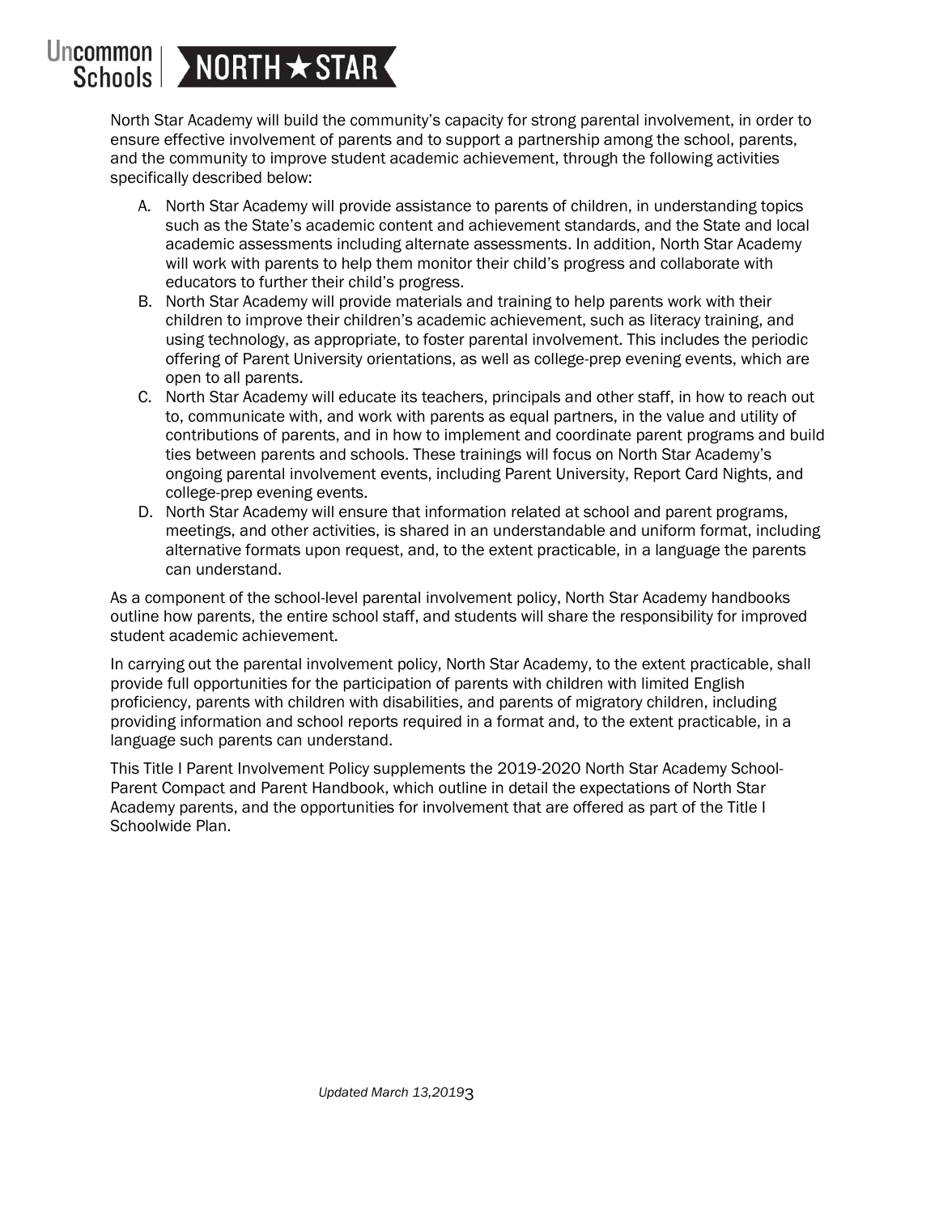North Star Academy will build the community's capacity for strong parental involvement, in order to ensure effective involvement of parents and to support a partnership among the school, parents, and the community to improve student academic achievement, through the following activities specifically described below:

A. North Star Academy will provide assistance to parents of children, in understanding topics such as the State's academic content and achievement standards, and the State and local academic assessments including alternate assessments. In addition, North Star Academy will work with parents to help them monitor their child's progress and collaborate with educators to further their child's progress.
B. North Star Academy will provide materials and training to help parents work with their children to improve their children's academic achievement, such as literacy training, and using technology, as appropriate, to foster parental involvement. This includes the periodic offering of Parent University orientations, as well as college-prep evening events, which are open to all parents.
C. North Star Academy will educate its teachers, principals and other staff, in how to reach out to, communicate with, and work with parents as equal partners, in the value and utility of contributions of parents, and in how to implement and coordinate parent programs and build ties between parents and schools. These trainings will focus on North Star Academy's ongoing parental involvement events, including Parent University, Report Card Nights, and college-prep evening events.
D. North Star Academy will ensure that information related at school and parent programs, meetings, and other activities, is shared in an understandable and uniform format, including alternative formats upon request, and, to the extent practicable, in a language the parents can understand.

As a component of the school-level parental involvement policy, North Star Academy handbooks outline how parents, the entire school staff, and students will share the responsibility for improved student academic achievement.

In carrying out the parental involvement policy, North Star Academy, to the extent practicable, shall provide full opportunities for the participation of parents with children with limited English proficiency, parents with children with disabilities, and parents of migratory children, including providing information and school reports required in a format and, to the extent practicable, in a language such parents can understand.

This Title I Parent Involvement Policy supplements the 2019-2020 North Star Academy School-Parent Compact and Parent Handbook, which outline in detail the expectations of North Star Academy parents, and the opportunities for involvement that are offered as part of the Title I Schoolwide Plan.

*Updated March 13,2019*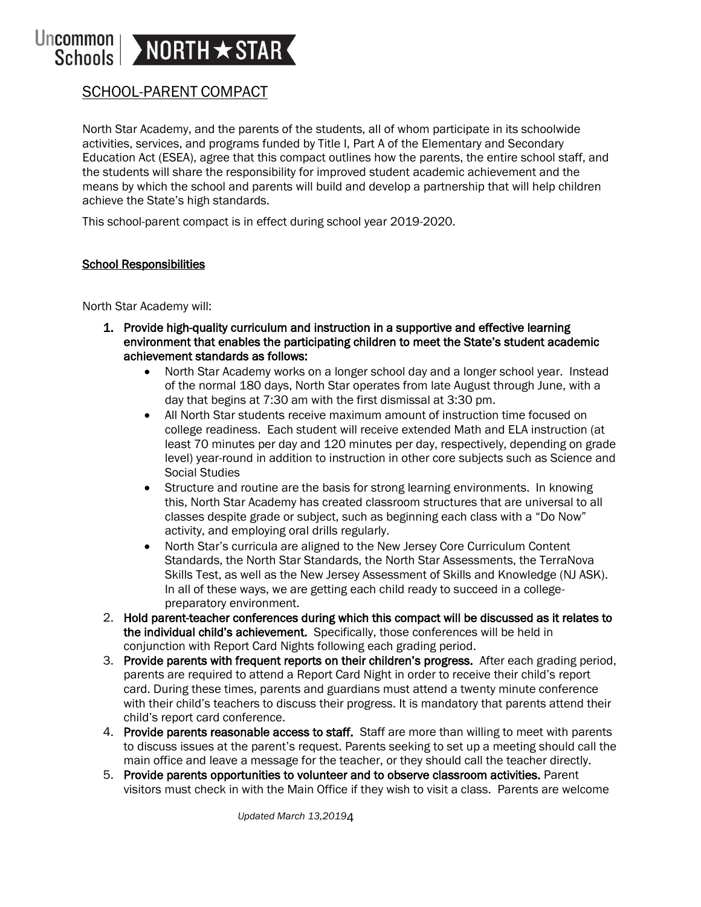# SCHOOL-PARENT COMPACT

North Star Academy, and the parents of the students, all of whom participate in its schoolwide activities, services, and programs funded by Title I, Part A of the Elementary and Secondary Education Act (ESEA), agree that this compact outlines how the parents, the entire school staff, and the students will share the responsibility for improved student academic achievement and the means by which the school and parents will build and develop a partnership that will help children achieve the State's high standards.

This school-parent compact is in effect during school year 2019-2020.

## School Responsibilities

North Star Academy will:

1. **Provide high-quality curriculum and instruction in a supportive and effective learning environment that enables the participating children to meet the State's student academic achievement standards as follows:**
   - North Star Academy works on a longer school day and a longer school year. Instead of the normal 180 days, North Star operates from late August through June, with a day that begins at 7:30 am with the first dismissal at 3:30 pm.
   - All North Star students receive maximum amount of instruction time focused on college readiness. Each student will receive extended Math and ELA instruction (at least 70 minutes per day and 120 minutes per day, respectively, depending on grade level) year-round in addition to instruction in other core subjects such as Science and Social Studies
   - Structure and routine are the basis for strong learning environments. In knowing this, North Star Academy has created classroom structures that are universal to all classes despite grade or subject, such as beginning each class with a "Do Now" activity, and employing oral drills regularly.
   - North Star's curricula are aligned to the New Jersey Core Curriculum Content Standards, the North Star Standards, the North Star Assessments, the TerraNova Skills Test, as well as the New Jersey Assessment of Skills and Knowledge (NJ ASK). In all of these ways, we are getting each child ready to succeed in a college-preparatory environment.
2. **Hold parent-teacher conferences during which this compact will be discussed as it relates to the individual child's achievement.** Specifically, those conferences will be held in conjunction with Report Card Nights following each grading period.
3. **Provide parents with frequent reports on their children's progress.** After each grading period, parents are required to attend a Report Card Night in order to receive their child's report card. During these times, parents and guardians must attend a twenty minute conference with their child's teachers to discuss their progress. It is mandatory that parents attend their child's report card conference.
4. **Provide parents reasonable access to staff.** Staff are more than willing to meet with parents to discuss issues at the parent's request. Parents seeking to set up a meeting should call the main office and leave a message for the teacher, or they should call the teacher directly.
5. **Provide parents opportunities to volunteer and to observe classroom activities.** Parent visitors must check in with the Main Office if they wish to visit a class. Parents are welcome

*Updated March 13,2019*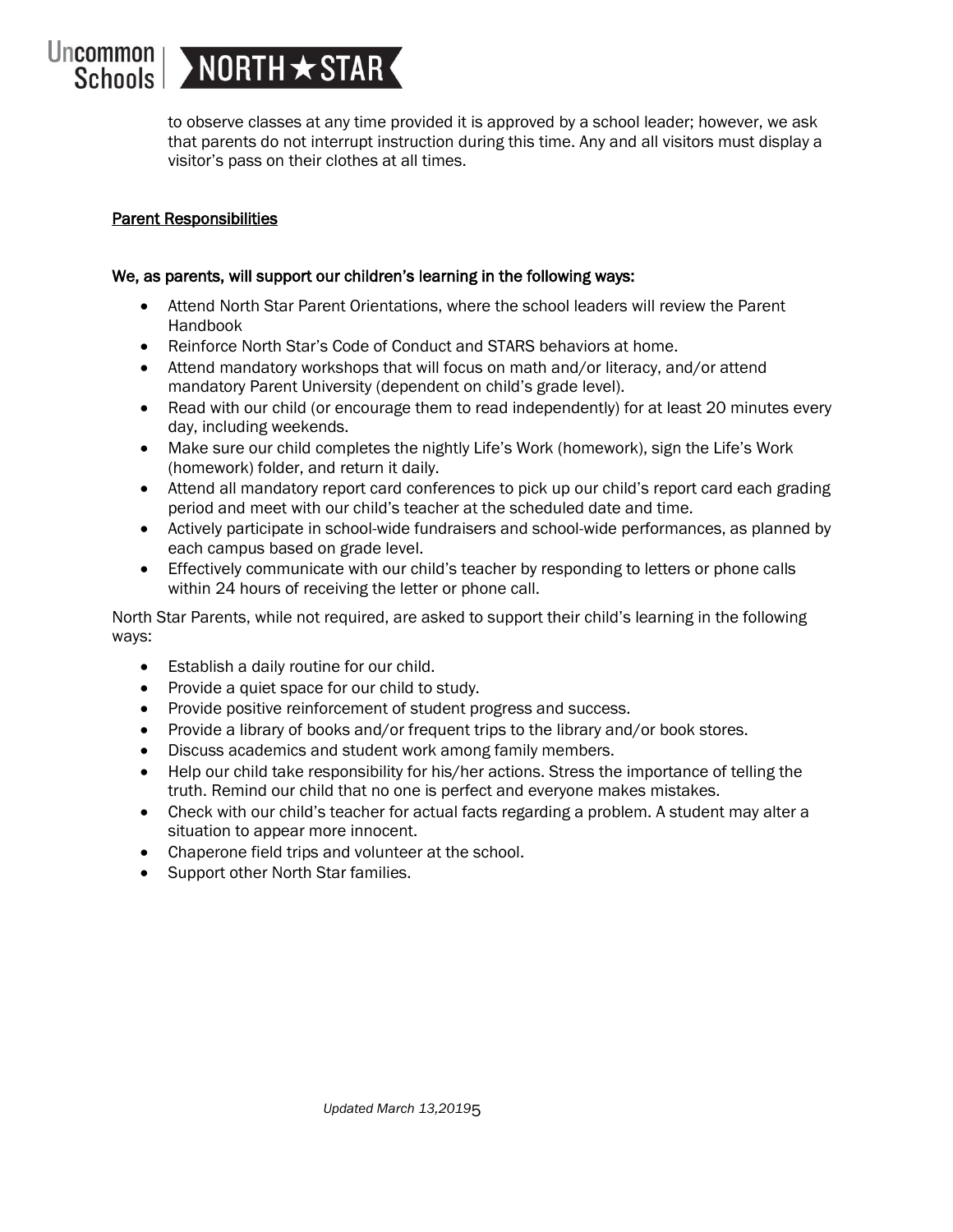to observe classes at any time provided it is approved by a school leader; however, we ask that parents do not interrupt instruction during this time. Any and all visitors must display a visitor's pass on their clothes at all times.

<u>Parent Responsibilities</u>

**We, as parents, will support our children's learning in the following ways:**

- Attend North Star Parent Orientations, where the school leaders will review the Parent Handbook
- Reinforce North Star's Code of Conduct and STARS behaviors at home.
- Attend mandatory workshops that will focus on math and/or literacy, and/or attend mandatory Parent University (dependent on child's grade level).
- Read with our child (or encourage them to read independently) for at least 20 minutes every day, including weekends.
- Make sure our child completes the nightly Life's Work (homework), sign the Life's Work (homework) folder, and return it daily.
- Attend all mandatory report card conferences to pick up our child's report card each grading period and meet with our child's teacher at the scheduled date and time.
- Actively participate in school-wide fundraisers and school-wide performances, as planned by each campus based on grade level.
- Effectively communicate with our child's teacher by responding to letters or phone calls within 24 hours of receiving the letter or phone call.

North Star Parents, while not required, are asked to support their child's learning in the following ways:

- Establish a daily routine for our child.
- Provide a quiet space for our child to study.
- Provide positive reinforcement of student progress and success.
- Provide a library of books and/or frequent trips to the library and/or book stores.
- Discuss academics and student work among family members.
- Help our child take responsibility for his/her actions. Stress the importance of telling the truth. Remind our child that no one is perfect and everyone makes mistakes.
- Check with our child's teacher for actual facts regarding a problem. A student may alter a situation to appear more innocent.
- Chaperone field trips and volunteer at the school.
- Support other North Star families.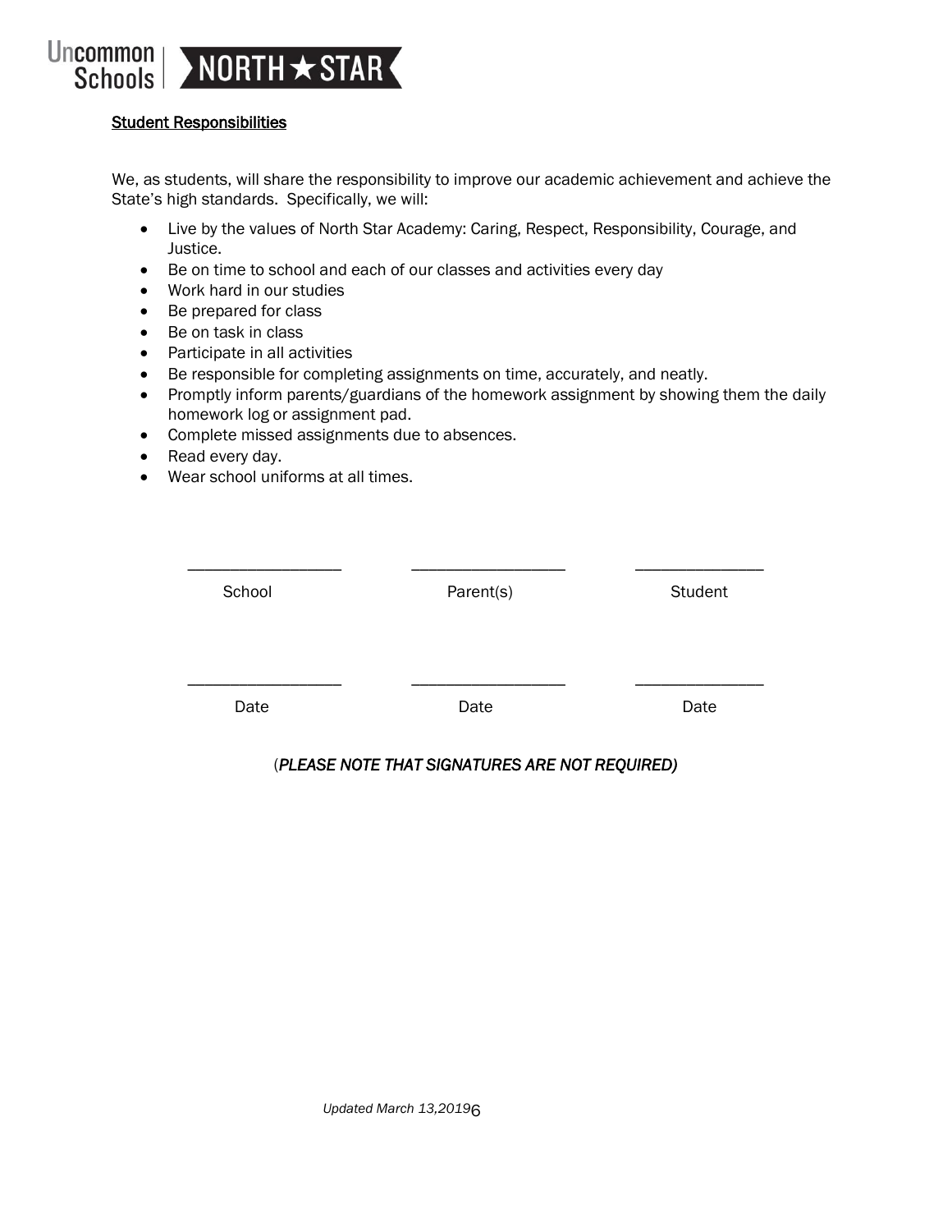## Student Responsibilities

We, as students, will share the responsibility to improve our academic achievement and achieve the State's high standards. Specifically, we will:

- Live by the values of North Star Academy: Caring, Respect, Responsibility, Courage, and Justice.
- Be on time to school and each of our classes and activities every day
- Work hard in our studies
- Be prepared for class
- Be on task in class
- Participate in all activities
- Be responsible for completing assignments on time, accurately, and neatly.
- Promptly inform parents/guardians of the homework assignment by showing them the daily homework log or assignment pad.
- Complete missed assignments due to absences.
- Read every day.
- Wear school uniforms at all times.

| ________________ | ________________ | ______________ |
|---|---|---|
| School | Parent(s) | Student |
| ________________ | ________________ | ______________ |
| Date | Date | Date |

(*PLEASE NOTE THAT SIGNATURES ARE NOT REQUIRED)*

*Updated March 13,2019*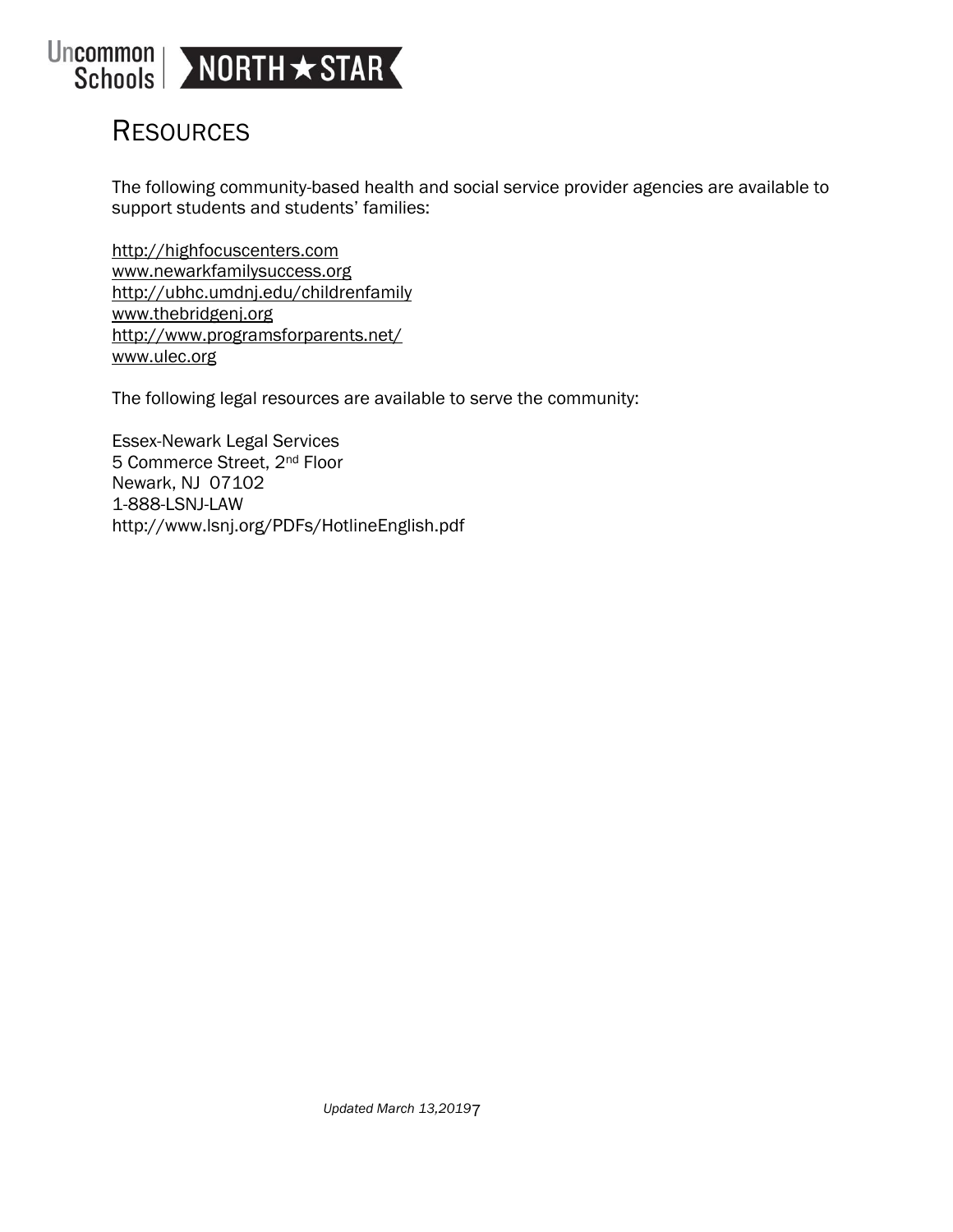# RESOURCES

The following community-based health and social service provider agencies are available to support students and students' families:

http://highfocuscenters.com
www.newarkfamilysuccess.org
http://ubhc.umdnj.edu/childrenfamily
www.thebridgenj.org
http://www.programsforparents.net/
www.ulec.org

The following legal resources are available to serve the community:

Essex-Newark Legal Services
5 Commerce Street, 2nd Floor
Newark, NJ 07102
1-888-LSNJ-LAW
http://www.lsnj.org/PDFs/HotlineEnglish.pdf

*Updated March 13,2019*